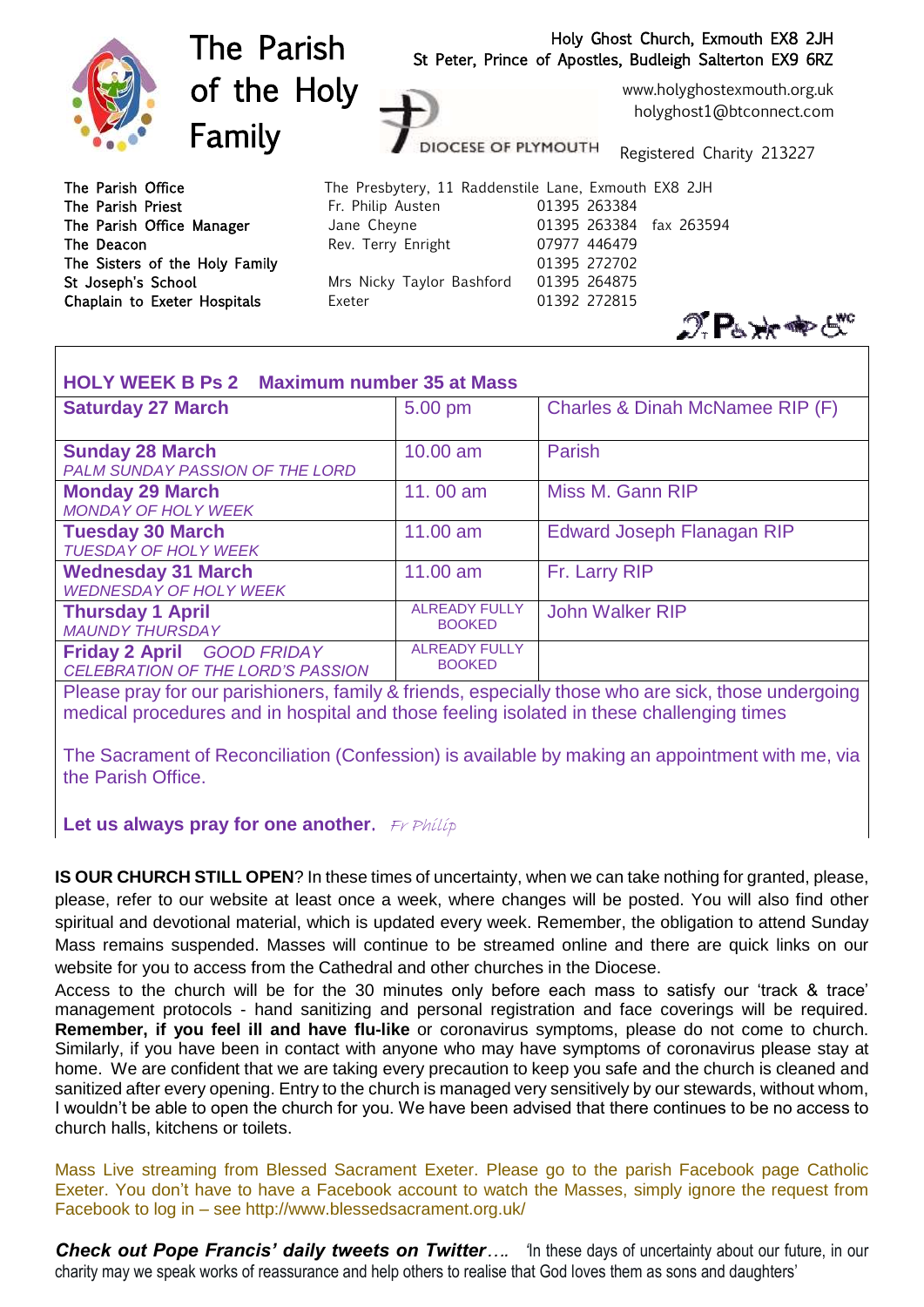# The Parish of the Holy Family

Holy Ghost Church, Exmouth EX8 2JH
St Peter, Prince of Apostles, Budleigh Salterton EX9 6RZ

DIOCESE OF PLYMOUTH

www.holyghostexmouth.org.uk
holyghost1@btconnect.com

Registered Charity 213227

| | | |
|---|---|---|
| The Parish Office | The Presbytery, 11 Raddenstile Lane, Exmouth EX8 2JH | |
| The Parish Priest | Fr. Philip Austen | 01395 263384 |
| The Parish Office Manager | Jane Cheyne | 01395 263384 fax 263594 |
| The Deacon | Rev. Terry Enright | 07977 446479 |
| The Sisters of the Holy Family | | 01395 272702 |
| St Joseph's School | Mrs Nicky Taylor Bashford | 01395 264875 |
| Chaplain to Exeter Hospitals | Exeter | 01392 272815 |

## HOLY WEEK B Ps 2 Maximum number 35 at Mass

| | | |
|---|---|---|
| **Saturday 27 March** | 5.00 pm | Charles & Dinah McNamee RIP (F) |
| **Sunday 28 March** *PALM SUNDAY PASSION OF THE LORD* | 10.00 am | Parish |
| **Monday 29 March** *MONDAY OF HOLY WEEK* | 11. 00 am | Miss M. Gann RIP |
| **Tuesday 30 March** *TUESDAY OF HOLY WEEK* | 11.00 am | Edward Joseph Flanagan RIP |
| **Wednesday 31 March** *WEDNESDAY OF HOLY WEEK* | 11.00 am | Fr. Larry RIP |
| **Thursday 1 April** *MAUNDY THURSDAY* | ALREADY FULLY BOOKED | John Walker RIP |
| **Friday 2 April** *GOOD FRIDAY CELEBRATION OF THE LORD'S PASSION* | ALREADY FULLY BOOKED | |

Please pray for our parishioners, family & friends, especially those who are sick, those undergoing medical procedures and in hospital and those feeling isolated in these challenging times

The Sacrament of Reconciliation (Confession) is available by making an appointment with me, via the Parish Office.

**Let us always pray for one another.** *Fr Philip*

**IS OUR CHURCH STILL OPEN**? In these times of uncertainty, when we can take nothing for granted, please, please, refer to our website at least once a week, where changes will be posted. You will also find other spiritual and devotional material, which is updated every week. Remember, the obligation to attend Sunday Mass remains suspended. Masses will continue to be streamed online and there are quick links on our website for you to access from the Cathedral and other churches in the Diocese.

Access to the church will be for the 30 minutes only before each mass to satisfy our 'track & trace' management protocols - hand sanitizing and personal registration and face coverings will be required. **Remember, if you feel ill and have flu-like** or coronavirus symptoms, please do not come to church. Similarly, if you have been in contact with anyone who may have symptoms of coronavirus please stay at home. We are confident that we are taking every precaution to keep you safe and the church is cleaned and sanitized after every opening. Entry to the church is managed very sensitively by our stewards, without whom, I wouldn't be able to open the church for you. We have been advised that there continues to be no access to church halls, kitchens or toilets.

Mass Live streaming from Blessed Sacrament Exeter. Please go to the parish Facebook page Catholic Exeter. You don't have to have a Facebook account to watch the Masses, simply ignore the request from Facebook to log in – see http://www.blessedsacrament.org.uk/

***Check out Pope Francis' daily tweets on Twitter….*** 'In these days of uncertainty about our future, in our charity may we speak works of reassurance and help others to realise that God loves them as sons and daughters'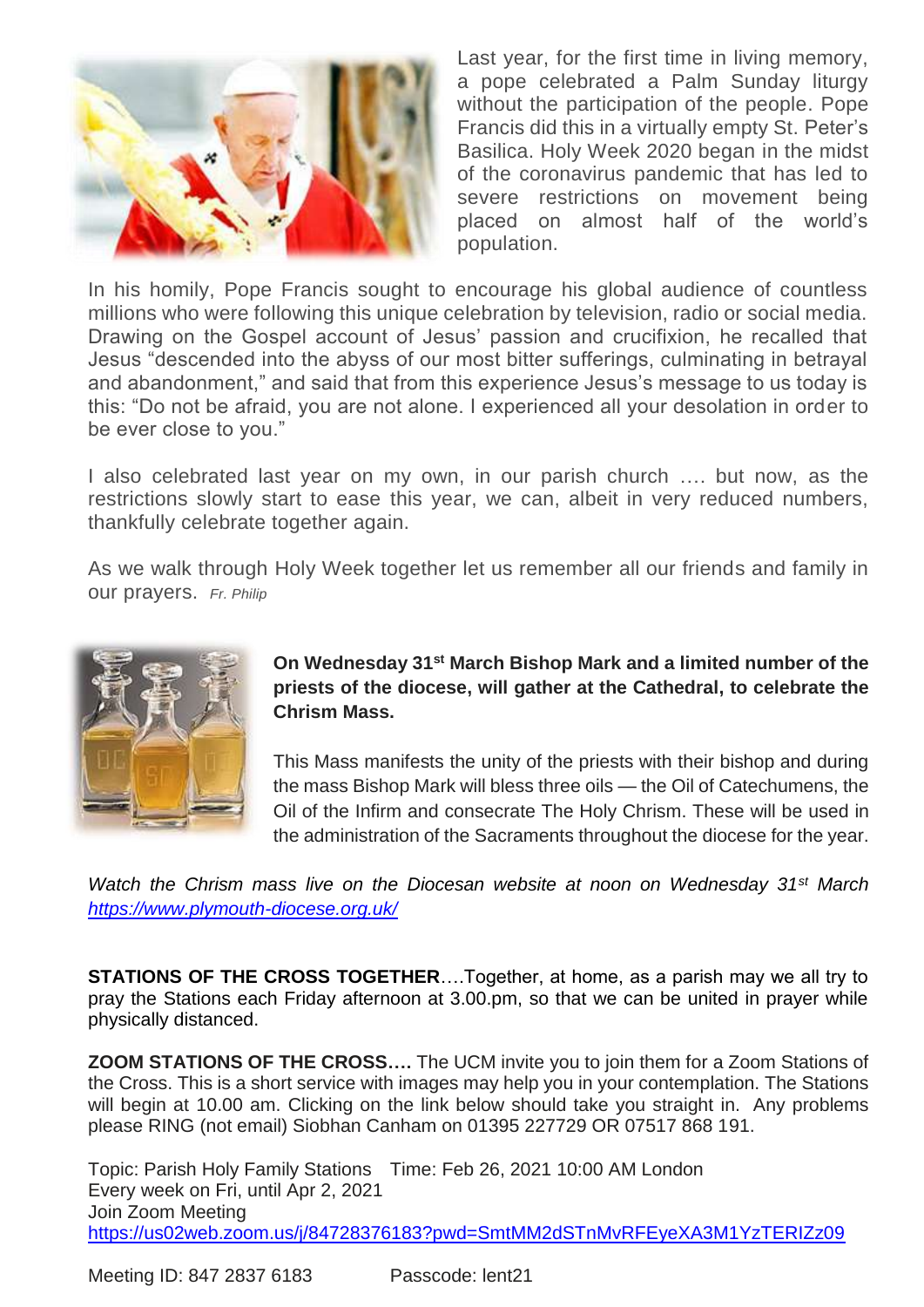Last year, for the first time in living memory, a pope celebrated a Palm Sunday liturgy without the participation of the people. Pope Francis did this in a virtually empty St. Peter's Basilica. Holy Week 2020 began in the midst of the coronavirus pandemic that has led to severe restrictions on movement being placed on almost half of the world's population.

In his homily, Pope Francis sought to encourage his global audience of countless millions who were following this unique celebration by television, radio or social media. Drawing on the Gospel account of Jesus' passion and crucifixion, he recalled that Jesus "descended into the abyss of our most bitter sufferings, culminating in betrayal and abandonment," and said that from this experience Jesus's message to us today is this: "Do not be afraid, you are not alone. I experienced all your desolation in order to be ever close to you."

I also celebrated last year on my own, in our parish church …. but now, as the restrictions slowly start to ease this year, we can, albeit in very reduced numbers, thankfully celebrate together again.

As we walk through Holy Week together let us remember all our friends and family in our prayers. *Fr. Philip*

**On Wednesday 31st March Bishop Mark and a limited number of the priests of the diocese, will gather at the Cathedral, to celebrate the Chrism Mass.**

This Mass manifests the unity of the priests with their bishop and during the mass Bishop Mark will bless three oils — the Oil of Catechumens, the Oil of the Infirm and consecrate The Holy Chrism. These will be used in the administration of the Sacraments throughout the diocese for the year.

*Watch the Chrism mass live on the Diocesan website at noon on Wednesday 31st March* https://www.plymouth-diocese.org.uk/

**STATIONS OF THE CROSS TOGETHER**….Together, at home, as a parish may we all try to pray the Stations each Friday afternoon at 3.00.pm, so that we can be united in prayer while physically distanced.

**ZOOM STATIONS OF THE CROSS….** The UCM invite you to join them for a Zoom Stations of the Cross. This is a short service with images may help you in your contemplation. The Stations will begin at 10.00 am. Clicking on the link below should take you straight in. Any problems please RING (not email) Siobhan Canham on 01395 227729 OR 07517 868 191.

Topic: Parish Holy Family Stations Time: Feb 26, 2021 10:00 AM London
Every week on Fri, until Apr 2, 2021
Join Zoom Meeting
https://us02web.zoom.us/j/84728376183?pwd=SmtMM2dSTnMvRFEyeXA3M1YzTERIZz09

Meeting ID: 847 2837 6183 Passcode: lent21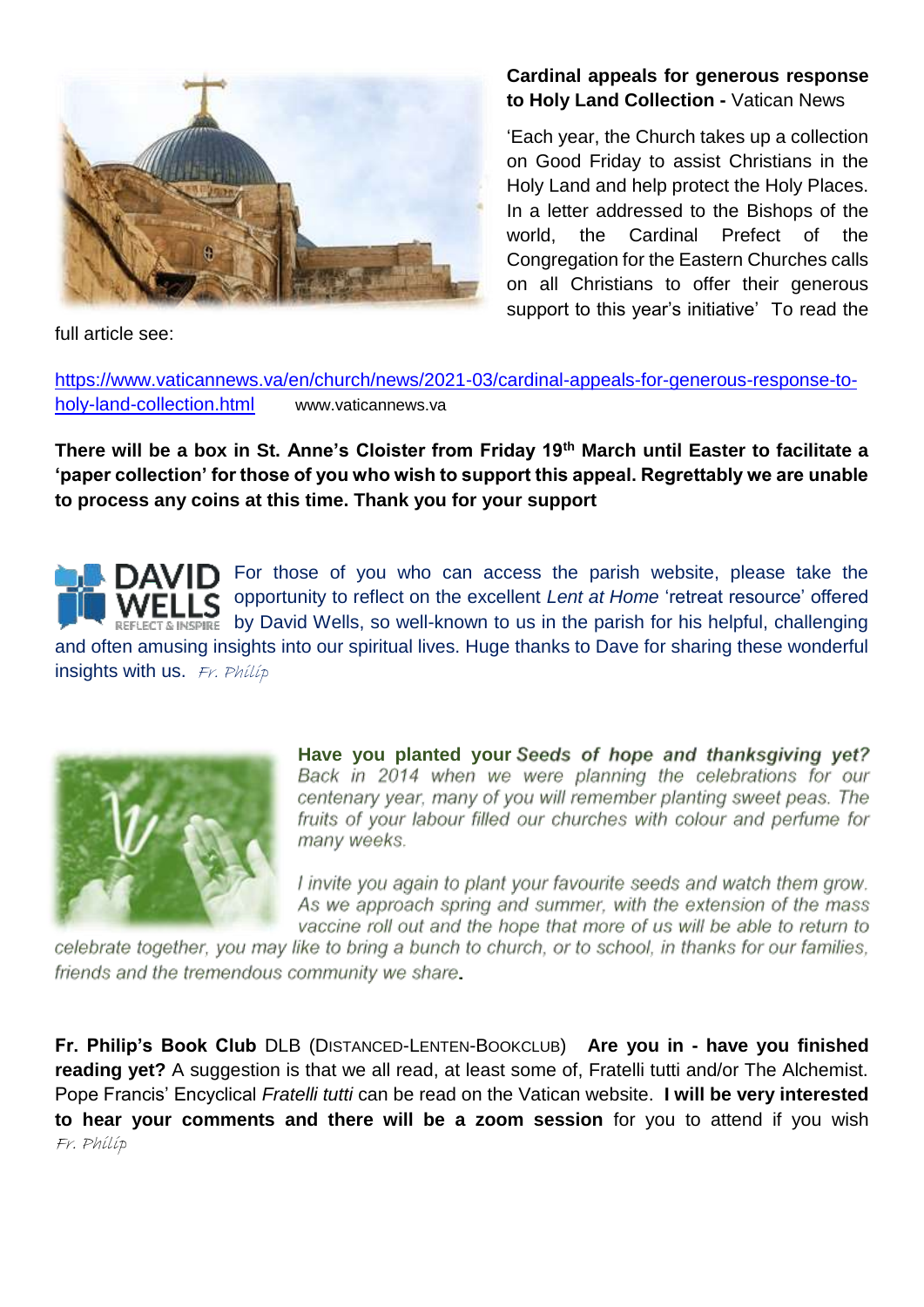**Cardinal appeals for generous response to Holy Land Collection -** Vatican News

'Each year, the Church takes up a collection on Good Friday to assist Christians in the Holy Land and help protect the Holy Places. In a letter addressed to the Bishops of the world, the Cardinal Prefect of the Congregation for the Eastern Churches calls on all Christians to offer their generous support to this year's initiative' To read the full article see:

https://www.vaticannews.va/en/church/news/2021-03/cardinal-appeals-for-generous-response-to-holy-land-collection.html www.vaticannews.va

**There will be a box in St. Anne's Cloister from Friday 19th March until Easter to facilitate a 'paper collection' for those of you who wish to support this appeal. Regrettably we are unable to process any coins at this time. Thank you for your support**

DAVID WELLS REFLECT & INSPIRE

For those of you who can access the parish website, please take the opportunity to reflect on the excellent *Lent at Home* 'retreat resource' offered by David Wells, so well-known to us in the parish for his helpful, challenging and often amusing insights into our spiritual lives. Huge thanks to Dave for sharing these wonderful insights with us. *Fr. Philip*

**Have you planted your *Seeds of hope and thanksgiving yet?*** *Back in 2014 when we were planning the celebrations for our centenary year, many of you will remember planting sweet peas. The fruits of your labour filled our churches with colour and perfume for many weeks.*

*I invite you again to plant your favourite seeds and watch them grow. As we approach spring and summer, with the extension of the mass vaccine roll out and the hope that more of us will be able to return to celebrate together, you may like to bring a bunch to church, or to school, in thanks for our families, friends and the tremendous community we share.*

**Fr. Philip's Book Club** DLB (DISTANCED-LENTEN-BOOKCLUB) **Are you in - have you finished reading yet?** A suggestion is that we all read, at least some of, Fratelli tutti and/or The Alchemist. Pope Francis' Encyclical *Fratelli tutti* can be read on the Vatican website. **I will be very interested to hear your comments and there will be a zoom session** for you to attend if you wish *Fr. Philip*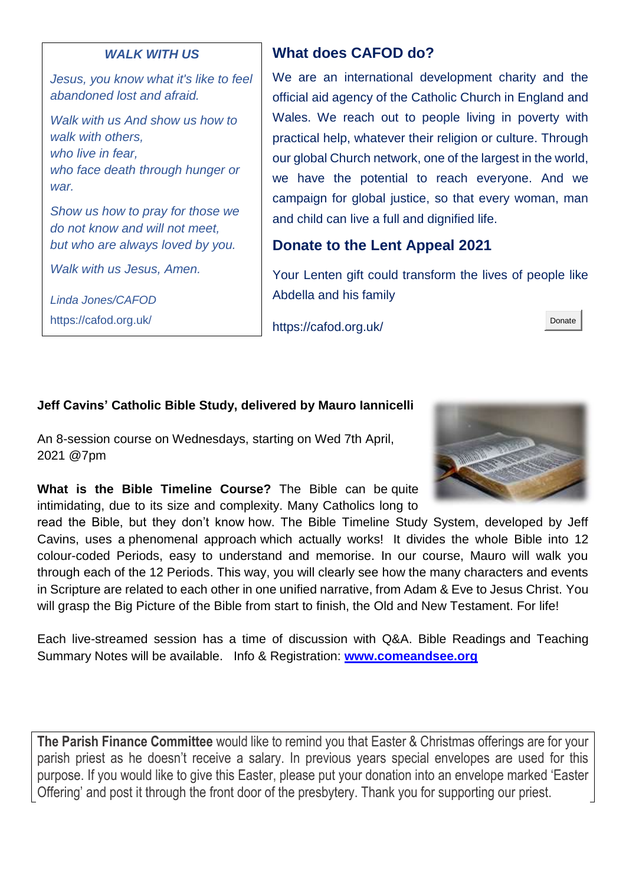### *WALK WITH US*

*Jesus, you know what it's like to feel abandoned lost and afraid.*

*Walk with us And show us how to walk with others,*
*who live in fear,*
*who face death through hunger or war.*

*Show us how to pray for those we do not know and will not meet,*
*but who are always loved by you.*

*Walk with us Jesus, Amen.*

Linda Jones/CAFOD

https://cafod.org.uk/

## What does CAFOD do?

We are an international development charity and the official aid agency of the Catholic Church in England and Wales. We reach out to people living in poverty with practical help, whatever their religion or culture. Through our global Church network, one of the largest in the world, we have the potential to reach everyone. And we campaign for global justice, so that every woman, man and child can live a full and dignified life.

## Donate to the Lent Appeal 2021

Your Lenten gift could transform the lives of people like Abdella and his family

https://cafod.org.uk/

Donate

**Jeff Cavins' Catholic Bible Study, delivered by Mauro Iannicelli**

An 8-session course on Wednesdays, starting on Wed 7th April, 2021 @7pm

**What is the Bible Timeline Course?** The Bible can be quite intimidating, due to its size and complexity. Many Catholics long to read the Bible, but they don't know how. The Bible Timeline Study System, developed by Jeff Cavins, uses a phenomenal approach which actually works! It divides the whole Bible into 12 colour-coded Periods, easy to understand and memorise. In our course, Mauro will walk you through each of the 12 Periods. This way, you will clearly see how the many characters and events in Scripture are related to each other in one unified narrative, from Adam & Eve to Jesus Christ. You will grasp the Big Picture of the Bible from start to finish, the Old and New Testament. For life!

Each live-streamed session has a time of discussion with Q&A. Bible Readings and Teaching Summary Notes will be available. Info & Registration: **[www.comeandsee.org](http://www.comeandsee.org)**

**The Parish Finance Committee** would like to remind you that Easter & Christmas offerings are for your parish priest as he doesn't receive a salary. In previous years special envelopes are used for this purpose. If you would like to give this Easter, please put your donation into an envelope marked 'Easter Offering' and post it through the front door of the presbytery. Thank you for supporting our priest.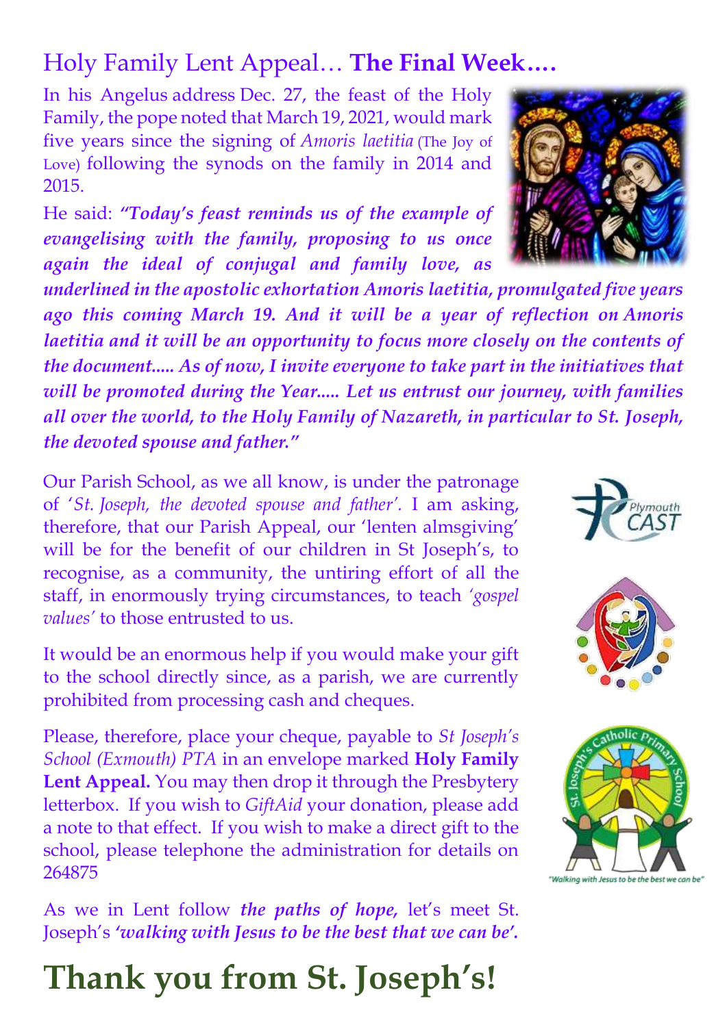# Holy Family Lent Appeal… **The Final Week….**

In his Angelus address Dec. 27, the feast of the Holy Family, the pope noted that March 19, 2021, would mark five years since the signing of *Amoris laetitia* (The Joy of Love) following the synods on the family in 2014 and 2015.

He said: ***"Today's feast reminds us of the example of evangelising with the family, proposing to us once again the ideal of conjugal and family love, as underlined in the apostolic exhortation Amoris laetitia, promulgated five years ago this coming March 19. And it will be a year of reflection on Amoris laetitia and it will be an opportunity to focus more closely on the contents of the document..... As of now, I invite everyone to take part in the initiatives that will be promoted during the Year..... Let us entrust our journey, with families all over the world, to the Holy Family of Nazareth, in particular to St. Joseph, the devoted spouse and father."***

Our Parish School, as we all know, is under the patronage of '*St. Joseph, the devoted spouse and father*'. I am asking, therefore, that our Parish Appeal, our 'lenten almsgiving' will be for the benefit of our children in St Joseph's, to recognise, as a community, the untiring effort of all the staff, in enormously trying circumstances, to teach *'gospel values'* to those entrusted to us.

It would be an enormous help if you would make your gift to the school directly since, as a parish, we are currently prohibited from processing cash and cheques.

Please, therefore, place your cheque, payable to *St Joseph's School (Exmouth) PTA* in an envelope marked **Holy Family Lent Appeal.** You may then drop it through the Presbytery letterbox. If you wish to *GiftAid* your donation, please add a note to that effect. If you wish to make a direct gift to the school, please telephone the administration for details on 264875

As we in Lent follow ***the paths of hope,*** let's meet St. Joseph's ***'walking with Jesus to be the best that we can be'.***

"Walking with Jesus to be the best we can be"

# Thank you from St. Joseph's!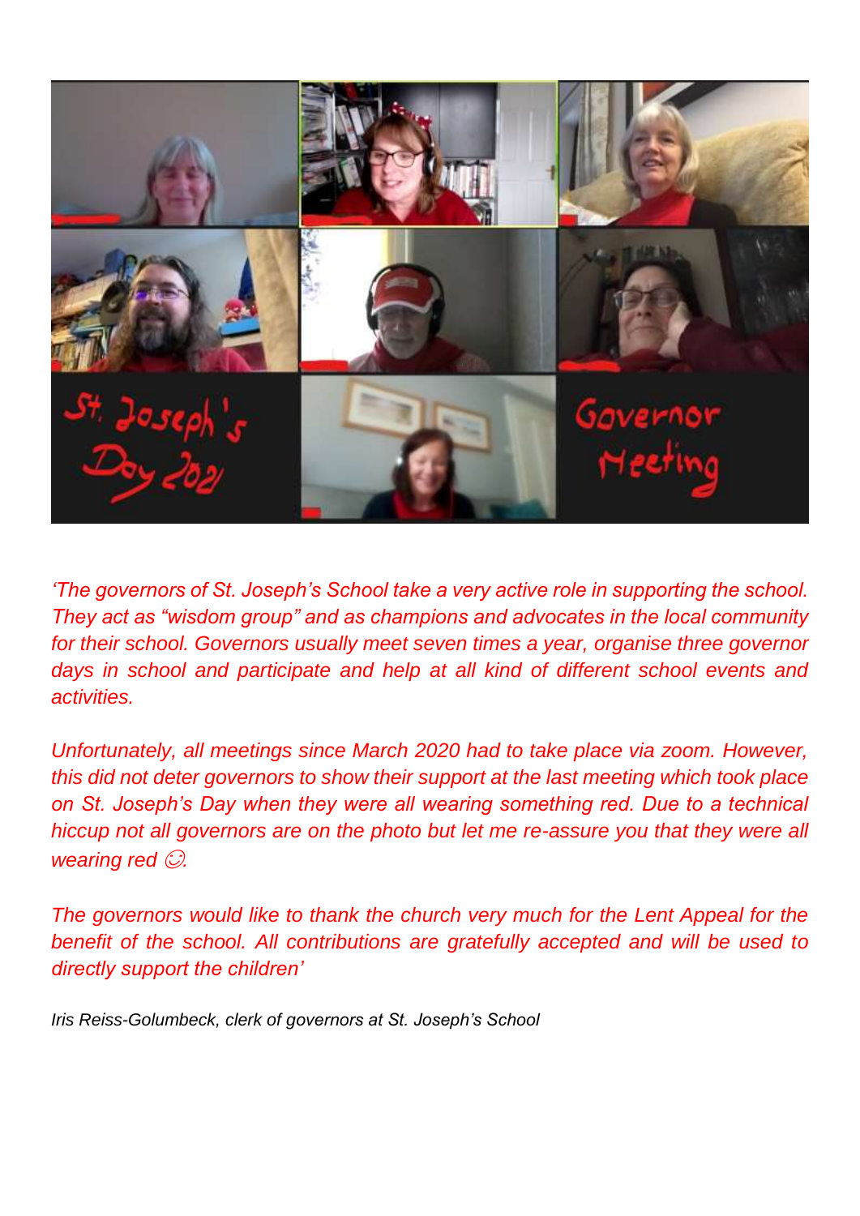*'The governors of St. Joseph's School take a very active role in supporting the school. They act as "wisdom group" and as champions and advocates in the local community for their school. Governors usually meet seven times a year, organise three governor days in school and participate and help at all kind of different school events and activities.*

*Unfortunately, all meetings since March 2020 had to take place via zoom. However, this did not deter governors to show their support at the last meeting which took place on St. Joseph's Day when they were all wearing something red. Due to a technical hiccup not all governors are on the photo but let me re-assure you that they were all wearing red ☺.*

*The governors would like to thank the church very much for the Lent Appeal for the benefit of the school. All contributions are gratefully accepted and will be used to directly support the children'*

*Iris Reiss-Golumbeck, clerk of governors at St. Joseph's School*